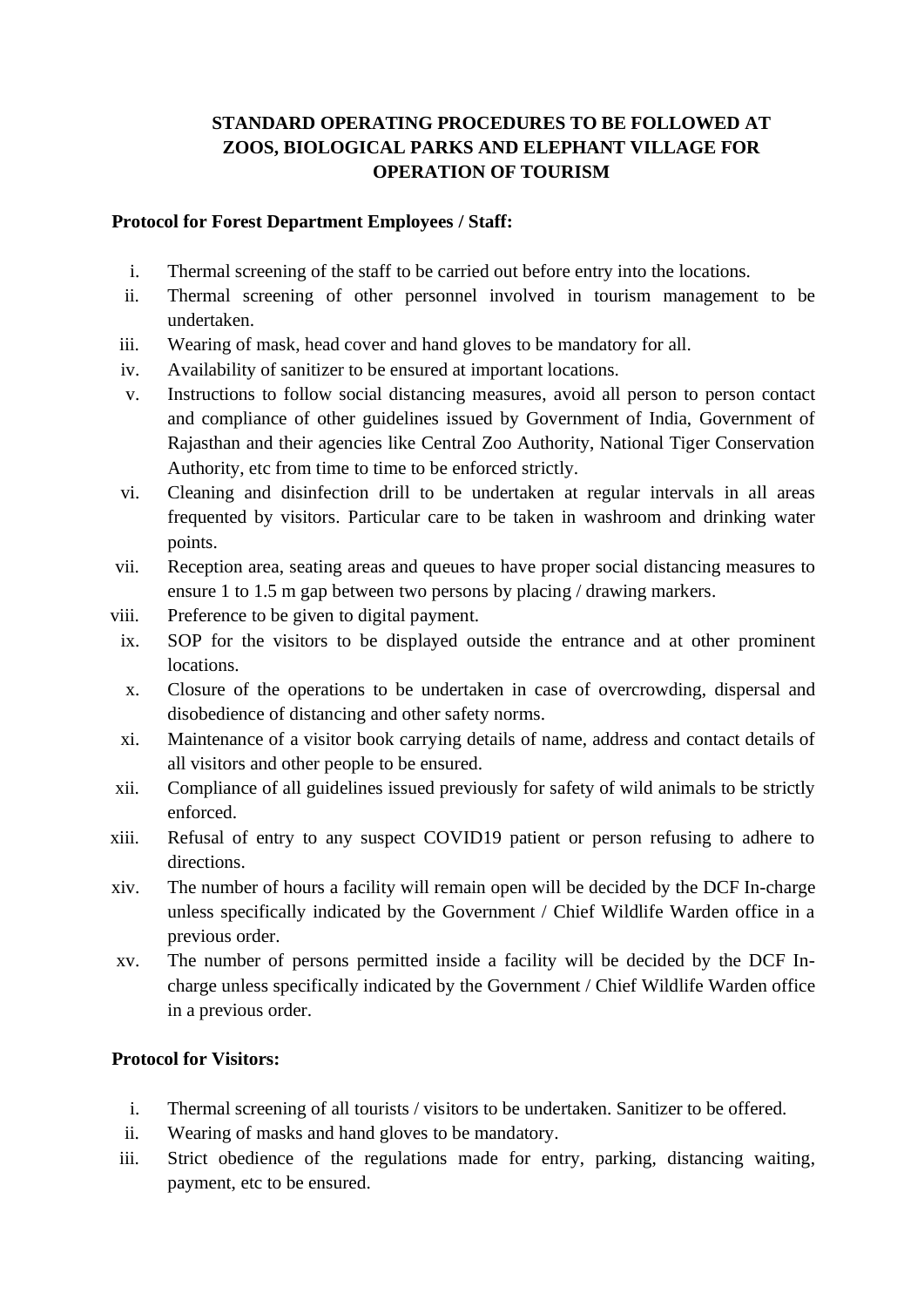# STANDARD OPERATING PROCEDURES TO BE FOLLOWED AT ZOOS, BIOLOGICAL PARKS AND ELEPHANT VILLAGE FOR OPERATION OF TOURISM

**Protocol for Forest Department Employees / Staff:**

i. Thermal screening of the staff to be carried out before entry into the locations.
ii. Thermal screening of other personnel involved in tourism management to be undertaken.
iii. Wearing of mask, head cover and hand gloves to be mandatory for all.
iv. Availability of sanitizer to be ensured at important locations.
v. Instructions to follow social distancing measures, avoid all person to person contact and compliance of other guidelines issued by Government of India, Government of Rajasthan and their agencies like Central Zoo Authority, National Tiger Conservation Authority, etc from time to time to be enforced strictly.
vi. Cleaning and disinfection drill to be undertaken at regular intervals in all areas frequented by visitors. Particular care to be taken in washroom and drinking water points.
vii. Reception area, seating areas and queues to have proper social distancing measures to ensure 1 to 1.5 m gap between two persons by placing / drawing markers.
viii. Preference to be given to digital payment.
ix. SOP for the visitors to be displayed outside the entrance and at other prominent locations.
x. Closure of the operations to be undertaken in case of overcrowding, dispersal and disobedience of distancing and other safety norms.
xi. Maintenance of a visitor book carrying details of name, address and contact details of all visitors and other people to be ensured.
xii. Compliance of all guidelines issued previously for safety of wild animals to be strictly enforced.
xiii. Refusal of entry to any suspect COVID19 patient or person refusing to adhere to directions.
xiv. The number of hours a facility will remain open will be decided by the DCF In-charge unless specifically indicated by the Government / Chief Wildlife Warden office in a previous order.
xv. The number of persons permitted inside a facility will be decided by the DCF In-charge unless specifically indicated by the Government / Chief Wildlife Warden office in a previous order.

**Protocol for Visitors:**

i. Thermal screening of all tourists / visitors to be undertaken. Sanitizer to be offered.
ii. Wearing of masks and hand gloves to be mandatory.
iii. Strict obedience of the regulations made for entry, parking, distancing waiting, payment, etc to be ensured.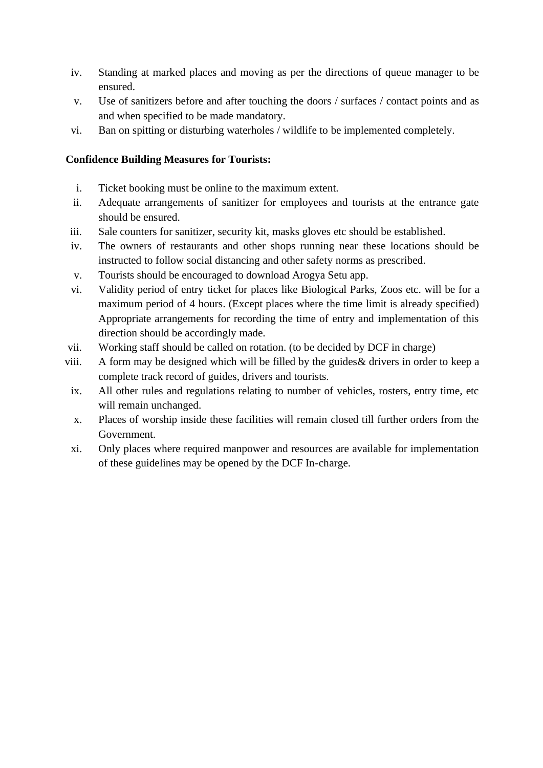iv. Standing at marked places and moving as per the directions of queue manager to be ensured.
v. Use of sanitizers before and after touching the doors / surfaces / contact points and as and when specified to be made mandatory.
vi. Ban on spitting or disturbing waterholes / wildlife to be implemented completely.

**Confidence Building Measures for Tourists:**

i. Ticket booking must be online to the maximum extent.
ii. Adequate arrangements of sanitizer for employees and tourists at the entrance gate should be ensured.
iii. Sale counters for sanitizer, security kit, masks gloves etc should be established.
iv. The owners of restaurants and other shops running near these locations should be instructed to follow social distancing and other safety norms as prescribed.
v. Tourists should be encouraged to download Arogya Setu app.
vi. Validity period of entry ticket for places like Biological Parks, Zoos etc. will be for a maximum period of 4 hours. (Except places where the time limit is already specified) Appropriate arrangements for recording the time of entry and implementation of this direction should be accordingly made.
vii. Working staff should be called on rotation. (to be decided by DCF in charge)
viii. A form may be designed which will be filled by the guides& drivers in order to keep a complete track record of guides, drivers and tourists.
ix. All other rules and regulations relating to number of vehicles, rosters, entry time, etc will remain unchanged.
x. Places of worship inside these facilities will remain closed till further orders from the Government.
xi. Only places where required manpower and resources are available for implementation of these guidelines may be opened by the DCF In-charge.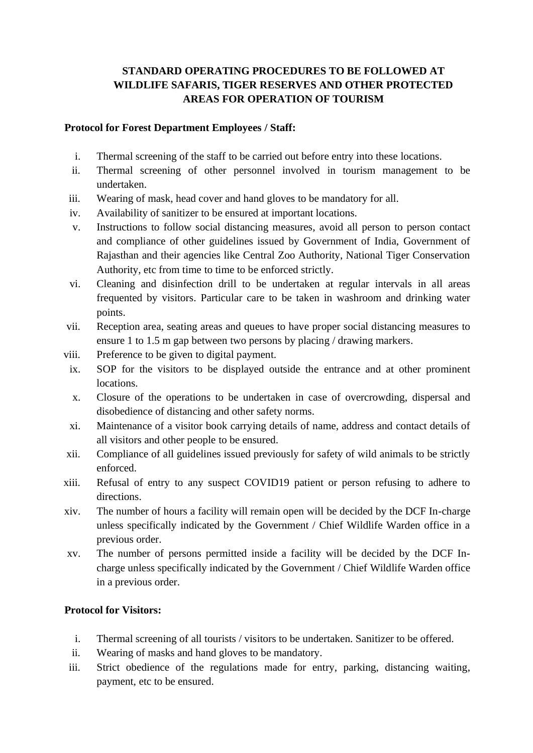# STANDARD OPERATING PROCEDURES TO BE FOLLOWED AT WILDLIFE SAFARIS, TIGER RESERVES AND OTHER PROTECTED AREAS FOR OPERATION OF TOURISM

**Protocol for Forest Department Employees / Staff:**

i. Thermal screening of the staff to be carried out before entry into these locations.
ii. Thermal screening of other personnel involved in tourism management to be undertaken.
iii. Wearing of mask, head cover and hand gloves to be mandatory for all.
iv. Availability of sanitizer to be ensured at important locations.
v. Instructions to follow social distancing measures, avoid all person to person contact and compliance of other guidelines issued by Government of India, Government of Rajasthan and their agencies like Central Zoo Authority, National Tiger Conservation Authority, etc from time to time to be enforced strictly.
vi. Cleaning and disinfection drill to be undertaken at regular intervals in all areas frequented by visitors. Particular care to be taken in washroom and drinking water points.
vii. Reception area, seating areas and queues to have proper social distancing measures to ensure 1 to 1.5 m gap between two persons by placing / drawing markers.
viii. Preference to be given to digital payment.
ix. SOP for the visitors to be displayed outside the entrance and at other prominent locations.
x. Closure of the operations to be undertaken in case of overcrowding, dispersal and disobedience of distancing and other safety norms.
xi. Maintenance of a visitor book carrying details of name, address and contact details of all visitors and other people to be ensured.
xii. Compliance of all guidelines issued previously for safety of wild animals to be strictly enforced.
xiii. Refusal of entry to any suspect COVID19 patient or person refusing to adhere to directions.
xiv. The number of hours a facility will remain open will be decided by the DCF In-charge unless specifically indicated by the Government / Chief Wildlife Warden office in a previous order.
xv. The number of persons permitted inside a facility will be decided by the DCF In-charge unless specifically indicated by the Government / Chief Wildlife Warden office in a previous order.

**Protocol for Visitors:**

i. Thermal screening of all tourists / visitors to be undertaken. Sanitizer to be offered.
ii. Wearing of masks and hand gloves to be mandatory.
iii. Strict obedience of the regulations made for entry, parking, distancing waiting, payment, etc to be ensured.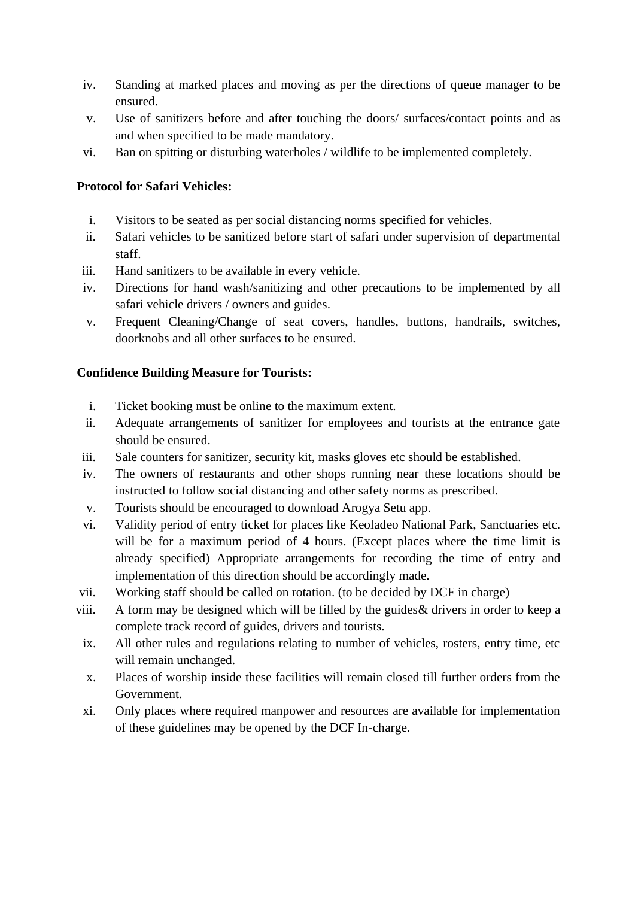iv. Standing at marked places and moving as per the directions of queue manager to be ensured.
v. Use of sanitizers before and after touching the doors/ surfaces/contact points and as and when specified to be made mandatory.
vi. Ban on spitting or disturbing waterholes / wildlife to be implemented completely.

**Protocol for Safari Vehicles:**

i. Visitors to be seated as per social distancing norms specified for vehicles.
ii. Safari vehicles to be sanitized before start of safari under supervision of departmental staff.
iii. Hand sanitizers to be available in every vehicle.
iv. Directions for hand wash/sanitizing and other precautions to be implemented by all safari vehicle drivers / owners and guides.
v. Frequent Cleaning/Change of seat covers, handles, buttons, handrails, switches, doorknobs and all other surfaces to be ensured.

**Confidence Building Measure for Tourists:**

i. Ticket booking must be online to the maximum extent.
ii. Adequate arrangements of sanitizer for employees and tourists at the entrance gate should be ensured.
iii. Sale counters for sanitizer, security kit, masks gloves etc should be established.
iv. The owners of restaurants and other shops running near these locations should be instructed to follow social distancing and other safety norms as prescribed.
v. Tourists should be encouraged to download Arogya Setu app.
vi. Validity period of entry ticket for places like Keoladeo National Park, Sanctuaries etc. will be for a maximum period of 4 hours. (Except places where the time limit is already specified) Appropriate arrangements for recording the time of entry and implementation of this direction should be accordingly made.
vii. Working staff should be called on rotation. (to be decided by DCF in charge)
viii. A form may be designed which will be filled by the guides& drivers in order to keep a complete track record of guides, drivers and tourists.
ix. All other rules and regulations relating to number of vehicles, rosters, entry time, etc will remain unchanged.
x. Places of worship inside these facilities will remain closed till further orders from the Government.
xi. Only places where required manpower and resources are available for implementation of these guidelines may be opened by the DCF In-charge.